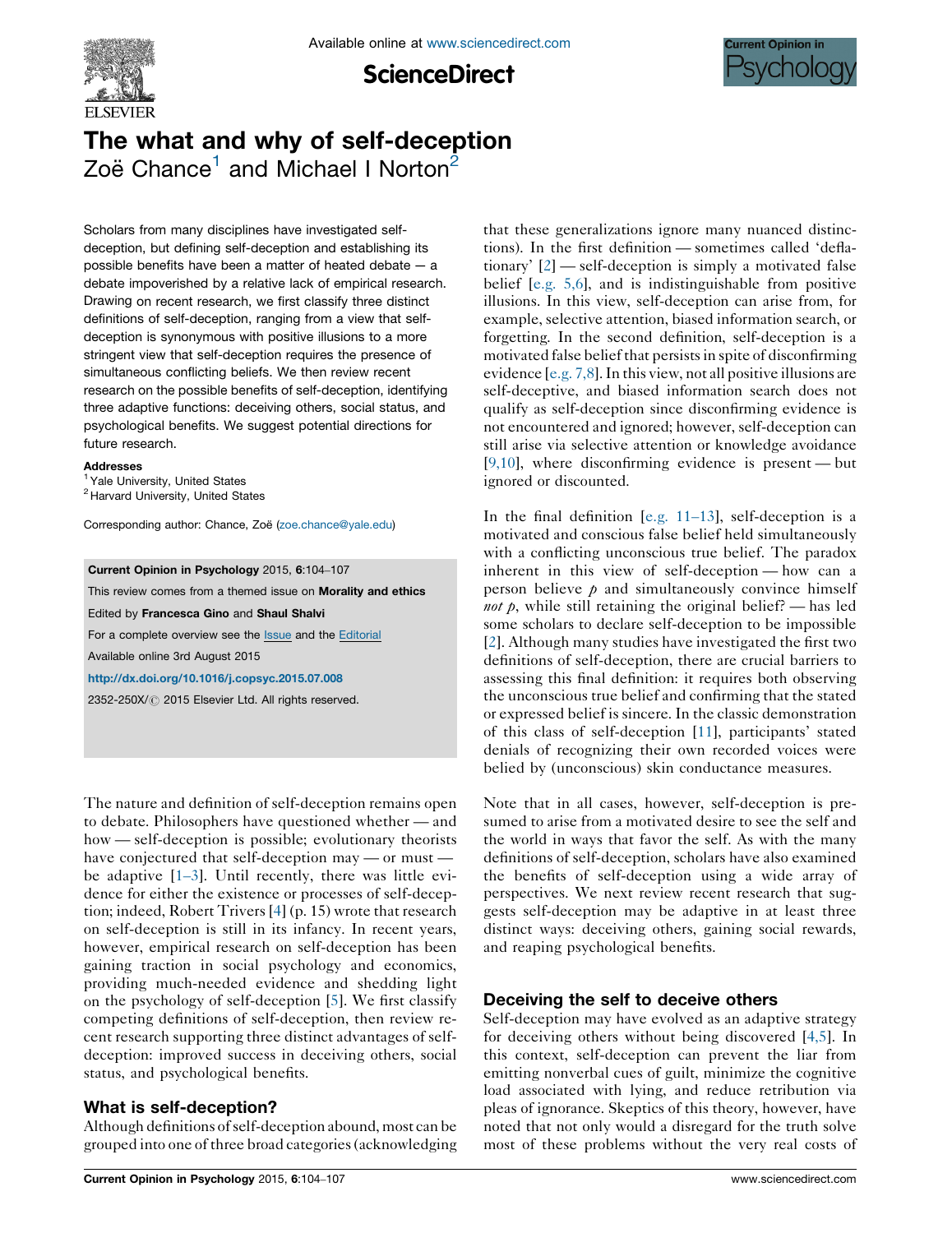# The what and why of self-deception

Zoë Chance[1] and Michael I Norton[2]

Scholars from many disciplines have investigated self-deception, but defining self-deception and establishing its possible benefits have been a matter of heated debate — a debate impoverished by a relative lack of empirical research. Drawing on recent research, we first classify three distinct definitions of self-deception, ranging from a view that self-deception is synonymous with positive illusions to a more stringent view that self-deception requires the presence of simultaneous conflicting beliefs. We then review recent research on the possible benefits of self-deception, identifying three adaptive functions: deceiving others, social status, and psychological benefits. We suggest potential directions for future research.

**Addresses**

[1] Yale University, United States

[2] Harvard University, United States

Corresponding author: Chance, Zoë (zoe.chance@yale.edu)

**Current Opinion in Psychology** 2015, **6**:104–107

This review comes from a themed issue on **Morality and ethics**

Edited by **Francesca Gino** and **Shaul Shalvi**

For a complete overview see the Issue and the Editorial

Available online 3rd August 2015

http://dx.doi.org/10.1016/j.copsyc.2015.07.008

2352-250X/© 2015 Elsevier Ltd. All rights reserved.

The nature and definition of self-deception remains open to debate. Philosophers have questioned whether — and how — self-deception is possible; evolutionary theorists have conjectured that self-deception may — or must — be adaptive [1–3]. Until recently, there was little evidence for either the existence or processes of self-deception; indeed, Robert Trivers [4] (p. 15) wrote that research on self-deception is still in its infancy. In recent years, however, empirical research on self-deception has been gaining traction in social psychology and economics, providing much-needed evidence and shedding light on the psychology of self-deception [5]. We first classify competing definitions of self-deception, then review recent research supporting three distinct advantages of self-deception: improved success in deceiving others, social status, and psychological benefits.

## What is self-deception?

Although definitions of self-deception abound, most can be grouped into one of three broad categories (acknowledging that these generalizations ignore many nuanced distinctions). In the first definition — sometimes called 'deflationary' [2] — self-deception is simply a motivated false belief [e.g. 5,6], and is indistinguishable from positive illusions. In this view, self-deception can arise from, for example, selective attention, biased information search, or forgetting. In the second definition, self-deception is a motivated false belief that persists in spite of disconfirming evidence [e.g. 7,8]. In this view, not all positive illusions are self-deceptive, and biased information search does not qualify as self-deception since disconfirming evidence is not encountered and ignored; however, self-deception can still arise via selective attention or knowledge avoidance [9,10], where disconfirming evidence is present — but ignored or discounted.

In the final definition [e.g. 11–13], self-deception is a motivated and conscious false belief held simultaneously with a conflicting unconscious true belief. The paradox inherent in this view of self-deception — how can a person believe *p* and simultaneously convince himself *not p*, while still retaining the original belief? — has led some scholars to declare self-deception to be impossible [2]. Although many studies have investigated the first two definitions of self-deception, there are crucial barriers to assessing this final definition: it requires both observing the unconscious true belief and confirming that the stated or expressed belief is sincere. In the classic demonstration of this class of self-deception [11], participants' stated denials of recognizing their own recorded voices were belied by (unconscious) skin conductance measures.

Note that in all cases, however, self-deception is presumed to arise from a motivated desire to see the self and the world in ways that favor the self. As with the many definitions of self-deception, scholars have also examined the benefits of self-deception using a wide array of perspectives. We next review recent research that suggests self-deception may be adaptive in at least three distinct ways: deceiving others, gaining social rewards, and reaping psychological benefits.

## Deceiving the self to deceive others

Self-deception may have evolved as an adaptive strategy for deceiving others without being discovered [4,5]. In this context, self-deception can prevent the liar from emitting nonverbal cues of guilt, minimize the cognitive load associated with lying, and reduce retribution via pleas of ignorance. Skeptics of this theory, however, have noted that not only would a disregard for the truth solve most of these problems without the very real costs of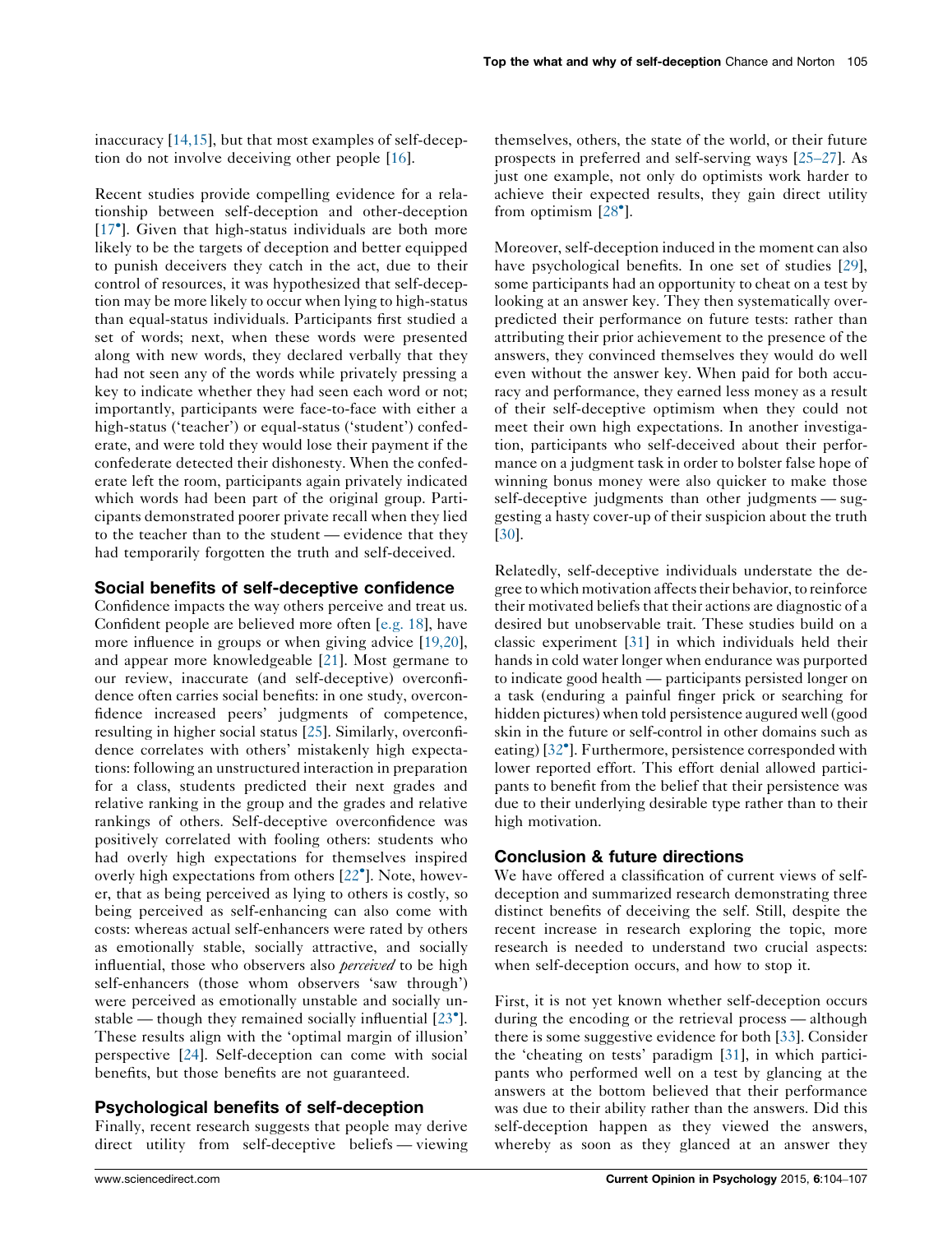inaccuracy [14,15], but that most examples of self-deception do not involve deceiving other people [16].

Recent studies provide compelling evidence for a relationship between self-deception and other-deception [17•]. Given that high-status individuals are both more likely to be the targets of deception and better equipped to punish deceivers they catch in the act, due to their control of resources, it was hypothesized that self-deception may be more likely to occur when lying to high-status than equal-status individuals. Participants first studied a set of words; next, when these words were presented along with new words, they declared verbally that they had not seen any of the words while privately pressing a key to indicate whether they had seen each word or not; importantly, participants were face-to-face with either a high-status ('teacher') or equal-status ('student') confederate, and were told they would lose their payment if the confederate detected their dishonesty. When the confederate left the room, participants again privately indicated which words had been part of the original group. Participants demonstrated poorer private recall when they lied to the teacher than to the student — evidence that they had temporarily forgotten the truth and self-deceived.

## Social benefits of self-deceptive confidence

Confidence impacts the way others perceive and treat us. Confident people are believed more often [e.g. 18], have more influence in groups or when giving advice [19,20], and appear more knowledgeable [21]. Most germane to our review, inaccurate (and self-deceptive) overconfidence often carries social benefits: in one study, overconfidence increased peers' judgments of competence, resulting in higher social status [25]. Similarly, overconfidence correlates with others' mistakenly high expectations: following an unstructured interaction in preparation for a class, students predicted their next grades and relative ranking in the group and the grades and relative rankings of others. Self-deceptive overconfidence was positively correlated with fooling others: students who had overly high expectations for themselves inspired overly high expectations from others [22•]. Note, however, that as being perceived as lying to others is costly, so being perceived as self-enhancing can also come with costs: whereas actual self-enhancers were rated by others as emotionally stable, socially attractive, and socially influential, those who observers also *perceived* to be high self-enhancers (those whom observers 'saw through') were perceived as emotionally unstable and socially unstable — though they remained socially influential [23•]. These results align with the 'optimal margin of illusion' perspective [24]. Self-deception can come with social benefits, but those benefits are not guaranteed.

## Psychological benefits of self-deception

Finally, recent research suggests that people may derive direct utility from self-deceptive beliefs — viewing themselves, others, the state of the world, or their future prospects in preferred and self-serving ways [25–27]. As just one example, not only do optimists work harder to achieve their expected results, they gain direct utility from optimism [28•].

Moreover, self-deception induced in the moment can also have psychological benefits. In one set of studies [29], some participants had an opportunity to cheat on a test by looking at an answer key. They then systematically over-predicted their performance on future tests: rather than attributing their prior achievement to the presence of the answers, they convinced themselves they would do well even without the answer key. When paid for both accuracy and performance, they earned less money as a result of their self-deceptive optimism when they could not meet their own high expectations. In another investigation, participants who self-deceived about their performance on a judgment task in order to bolster false hope of winning bonus money were also quicker to make those self-deceptive judgments than other judgments — suggesting a hasty cover-up of their suspicion about the truth [30].

Relatedly, self-deceptive individuals understate the degree to which motivation affects their behavior, to reinforce their motivated beliefs that their actions are diagnostic of a desired but unobservable trait. These studies build on a classic experiment [31] in which individuals held their hands in cold water longer when endurance was purported to indicate good health — participants persisted longer on a task (enduring a painful finger prick or searching for hidden pictures) when told persistence augured well (good skin in the future or self-control in other domains such as eating) [32•]. Furthermore, persistence corresponded with lower reported effort. This effort denial allowed participants to benefit from the belief that their persistence was due to their underlying desirable type rather than to their high motivation.

## Conclusion & future directions

We have offered a classification of current views of self-deception and summarized research demonstrating three distinct benefits of deceiving the self. Still, despite the recent increase in research exploring the topic, more research is needed to understand two crucial aspects: when self-deception occurs, and how to stop it.

First, it is not yet known whether self-deception occurs during the encoding or the retrieval process — although there is some suggestive evidence for both [33]. Consider the 'cheating on tests' paradigm [31], in which participants who performed well on a test by glancing at the answers at the bottom believed that their performance was due to their ability rather than the answers. Did this self-deception happen as they viewed the answers, whereby as soon as they glanced at an answer they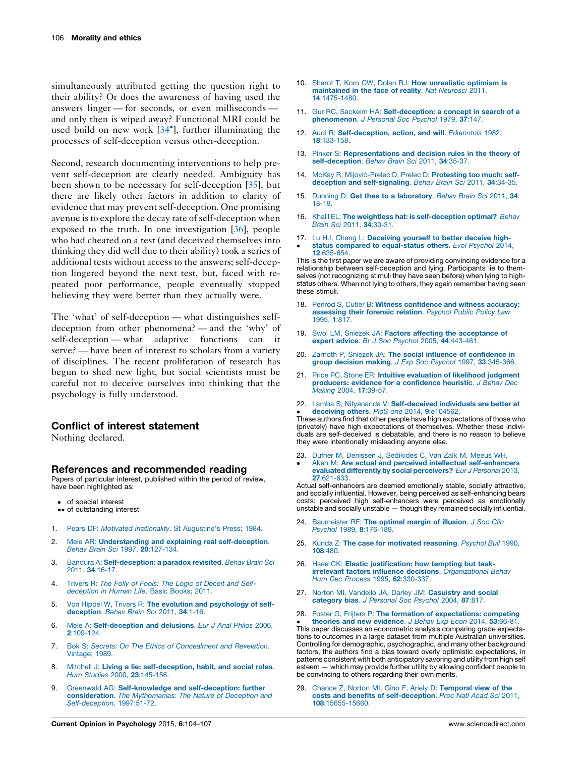simultaneously attributed getting the question right to their ability? Or does the awareness of having used the answers linger — for seconds, or even milliseconds — and only then is wiped away? Functional MRI could be used build on new work [34•], further illuminating the processes of self-deception versus other-deception.

Second, research documenting interventions to help prevent self-deception are clearly needed. Ambiguity has been shown to be necessary for self-deception [35], but there are likely other factors in addition to clarity of evidence that may prevent self-deception. One promising avenue is to explore the decay rate of self-deception when exposed to the truth. In one investigation [36], people who had cheated on a test (and deceived themselves into thinking they did well due to their ability) took a series of additional tests without access to the answers; self-deception lingered beyond the next test, but, faced with repeated poor performance, people eventually stopped believing they were better than they actually were.

The 'what' of self-deception — what distinguishes self-deception from other phenomena? — and the 'why' of self-deception — what adaptive functions can it serve? — have been of interest to scholars from a variety of disciplines. The recent proliferation of research has begun to shed new light, but social scientists must be careful not to deceive ourselves into thinking that the psychology is fully understood.

## Conflict of interest statement

Nothing declared.

## References and recommended reading

Papers of particular interest, published within the period of review, have been highlighted as:

- • of special interest
- •• of outstanding interest

1. Pears DF: *Motivated irrationality*. St Augustine's Press; 1984.
2. Mele AR: **Understanding and explaining real self-deception**. *Behav Brain Sci* 1997, **20**:127-134.
3. Bandura A: **Self-deception: a paradox revisited**. *Behav Brain Sci* 2011, **34**:16-17.
4. Trivers R: *The Folly of Fools: The Logic of Deceit and Self-deception in Human Life*. Basic Books; 2011.
5. Von Hippel W, Trivers R: **The evolution and psychology of self-deception**. *Behav Brain Sci* 2011, **34**:1-16.
6. Mele A: **Self-deception and delusions**. *Eur J Anal Philos* 2006, **2**:109-124.
7. Bok S: *Secrets: On The Ethics of Concealment and Revelation*. Vintage; 1989.
8. Mitchell J: **Living a lie: self-deception, habit, and social roles**. *Hum Studies* 2000, **23**:145-156.
9. Greenwald AG: **Self-knowledge and self-deception: further consideration**. *The Mythomanias: The Nature of Deception and Self-deception*. 1997:51-72.
10. Sharot T, Korn CW, Dolan RJ: **How unrealistic optimism is maintained in the face of reality**. *Nat Neurosci* 2011, **14**:1475-1480.
11. Gur RC, Sackeim HA: **Self-deception: a concept in search of a phenomenon**. *J Personal Soc Psychol* 1979, **37**:147.
12. Audi R: **Self-deception, action, and will**. *Erkenntnis* 1982, **18**:133-158.
13. Pinker S: **Representations and decision rules in the theory of self-deception**. *Behav Brain Sci* 2011, **34**:35-37.
14. McKay R, Mijović-Prelec D, Prelec D: **Protesting too much: self-deception and self-signaling**. *Behav Brain Sci* 2011, **34**:34-35.
15. Dunning D: **Get thee to a laboratory**. *Behav Brain Sci* 2011, **34**:18-19.
16. Khalil EL: **The weightless hat: is self-deception optimal?** *Behav Brain Sci* 2011, **34**:30-31.
17. • Lu HJ, Chang L: **Deceiving yourself to better deceive high-status compared to equal-status others**. *Evol Psychol* 2014, **12**:635-654.

This is the first paper we are aware of providing convincing evidence for a relationship between self-deception and lying. Participants lie to themselves (not recognizing stimuli they have seen before) when lying to high-status others. When not lying to others, they again remember having seen these stimuli.

18. Penrod S, Cutler B: **Witness confidence and witness accuracy: assessing their forensic relation**. *Psychol Public Policy Law* 1995, **1**:817.
19. Swol LM, Sniezek JA: **Factors affecting the acceptance of expert advice**. *Br J Soc Psychol* 2005, **44**:443-461.
20. Zarnoth P, Sniezek JA: **The social influence of confidence in group decision making**. *J Exp Soc Psychol* 1997, **33**:345-366.
21. Price PC, Stone ER: **Intuitive evaluation of likelihood judgment producers: evidence for a confidence heuristic**. *J Behav Dec Making* 2004, **17**:39-57.
22. • Lamba S, Nityananda V: **Self-deceived individuals are better at deceiving others**. *PloS one* 2014, **9**:e104562.

These authors find that other people have high expectations of those who (privately) have high expectations of themselves. Whether these individuals are self-deceived is debatable, and there is no reason to believe they were intentionally misleading anyone else.

23. • Dufner M, Denissen J, Sedikides C, Van Zalk M, Meeus WH, Aken M: **Are actual and perceived intellectual self-enhancers evaluated differently by social perceivers?** *Eur J Personal* 2013, **27**:621-633.

Actual self-enhancers are deemed emotionally stable, socially attractive, and socially influential. However, being perceived as self-enhancing bears costs: perceived high self-enhancers were perceived as emotionally unstable and socially unstable — though they remained socially influential.

24. Baumeister RF: **The optimal margin of illusion**. *J Soc Clin Psychol* 1989, **8**:176-189.
25. Kunda Z: **The case for motivated reasoning**. *Psychol Bull* 1990, **108**:480.
26. Hsee CK: **Elastic justification: how tempting but task-irrelevant factors influence decisions**. *Organizational Behav Hum Dec Process* 1995, **62**:330-337.
27. Norton MI, Vandello JA, Darley JM: **Casuistry and social category bias**. *J Personal Soc Psychol* 2004, **87**:817.
28. • Foster G, Frijters P: **The formation of expectations: competing theories and new evidence**. *J Behav Exp Econ* 2014, **53**:66-81.

This paper discusses an econometric analysis comparing grade expectations to outcomes in a large dataset from multiple Australian universities. Controlling for demographic, psychographic, and many other background factors, the authors find a bias toward overly optimistic expectations, in patterns consistent with both anticipatory savoring and utility from high self esteem — which may provide further utility by allowing confident people to be convincing to others regarding their own merits.

29. Chance Z, Norton MI, Gino F, Ariely D: **Temporal view of the costs and benefits of self-deception**. *Proc Natl Acad Sci* 2011, **108**:15655-15660.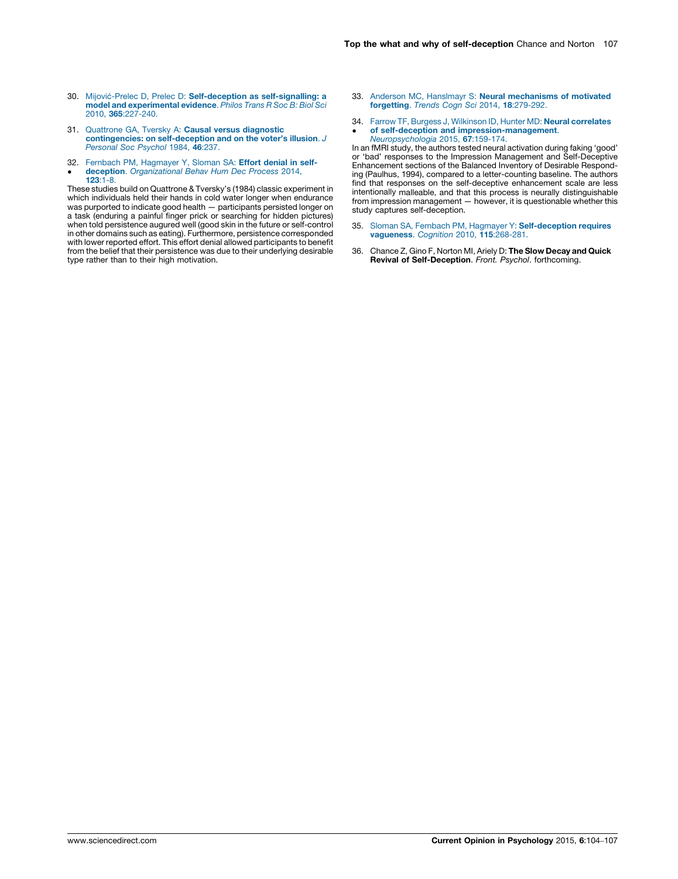30. Mijović-Prelec D, Prelec D: **Self-deception as self-signalling: a model and experimental evidence**. *Philos Trans R Soc B: Biol Sci* 2010, **365**:227-240.

31. Quattrone GA, Tversky A: **Causal versus diagnostic contingencies: on self-deception and on the voter's illusion**. *J Personal Soc Psychol* 1984, **46**:237.

32. • Fernbach PM, Hagmayer Y, Sloman SA: **Effort denial in self-deception**. *Organizational Behav Hum Dec Process* 2014, **123**:1-8.
These studies build on Quattrone & Tversky's (1984) classic experiment in which individuals held their hands in cold water longer when endurance was purported to indicate good health — participants persisted longer on a task (enduring a painful finger prick or searching for hidden pictures) when told persistence augured well (good skin in the future or self-control in other domains such as eating). Furthermore, persistence corresponded with lower reported effort. This effort denial allowed participants to benefit from the belief that their persistence was due to their underlying desirable type rather than to their high motivation.

33. Anderson MC, Hanslmayr S: **Neural mechanisms of motivated forgetting**. *Trends Cogn Sci* 2014, **18**:279-292.

34. • Farrow TF, Burgess J, Wilkinson ID, Hunter MD: **Neural correlates of self-deception and impression-management**. *Neuropsychologia* 2015, **67**:159-174.
In an fMRI study, the authors tested neural activation during faking 'good' or 'bad' responses to the Impression Management and Self-Deceptive Enhancement sections of the Balanced Inventory of Desirable Responding (Paulhus, 1994), compared to a letter-counting baseline. The authors find that responses on the self-deceptive enhancement scale are less intentionally malleable, and that this process is neurally distinguishable from impression management — however, it is questionable whether this study captures self-deception.

35. Sloman SA, Fernbach PM, Hagmayer Y: **Self-deception requires vagueness**. *Cognition* 2010, **115**:268-281.

36. Chance Z, Gino F, Norton MI, Ariely D: **The Slow Decay and Quick Revival of Self-Deception**. *Front. Psychol*. forthcoming.